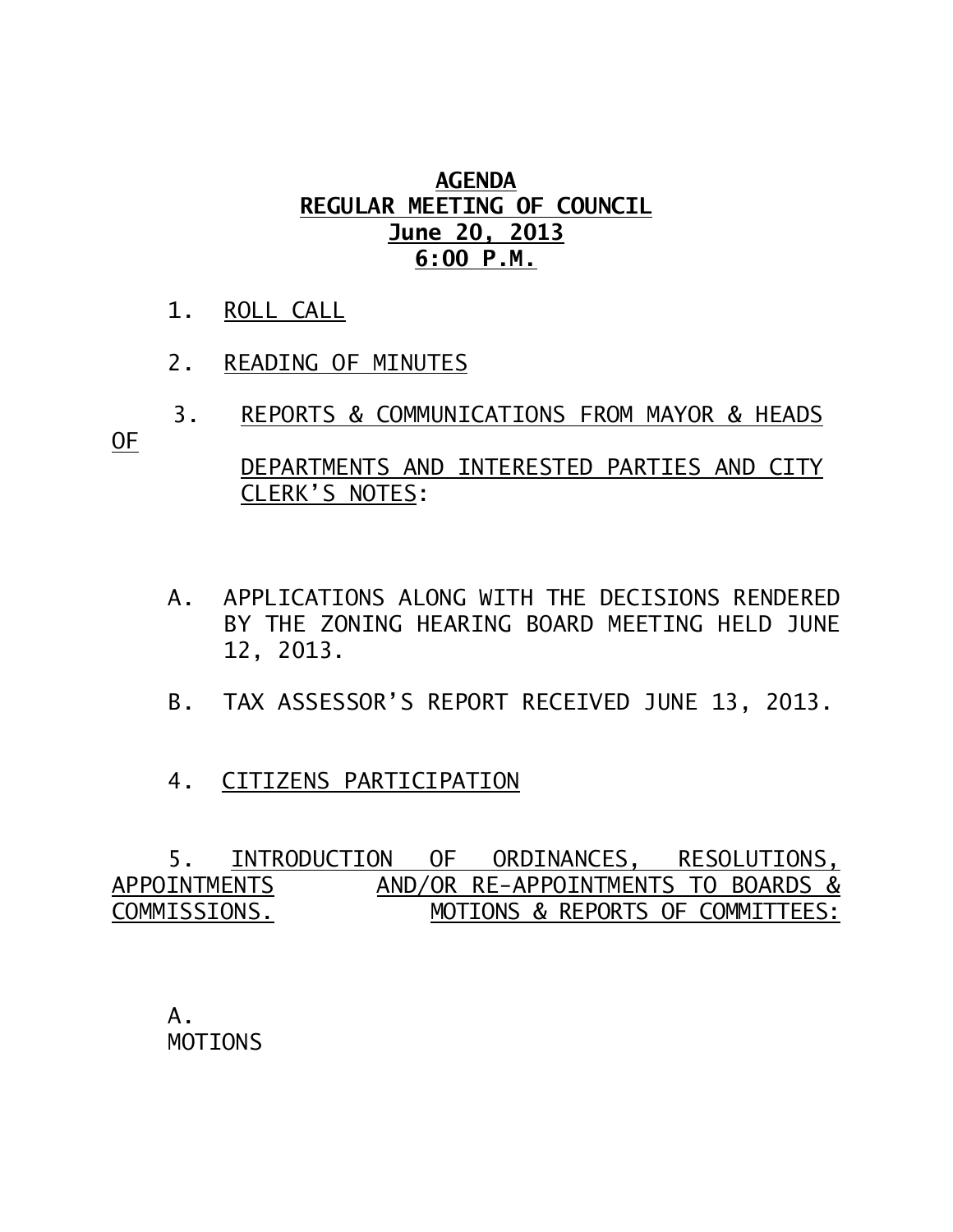# AGENDA
## REGULAR MEETING OF COUNCIL
## June 20, 2013
## 6:00 P.M.

1. ROLL CALL

2. READING OF MINUTES

3. REPORTS & COMMUNICATIONS FROM MAYOR & HEADS OF DEPARTMENTS AND INTERESTED PARTIES AND CITY CLERK'S NOTES:

   A. APPLICATIONS ALONG WITH THE DECISIONS RENDERED BY THE ZONING HEARING BOARD MEETING HELD JUNE 12, 2013.

   B. TAX ASSESSOR'S REPORT RECEIVED JUNE 13, 2013.

4. CITIZENS PARTICIPATION

5. INTRODUCTION OF ORDINANCES, RESOLUTIONS, APPOINTMENTS AND/OR RE-APPOINTMENTS TO BOARDS & COMMISSIONS. MOTIONS & REPORTS OF COMMITTEES:

   A. MOTIONS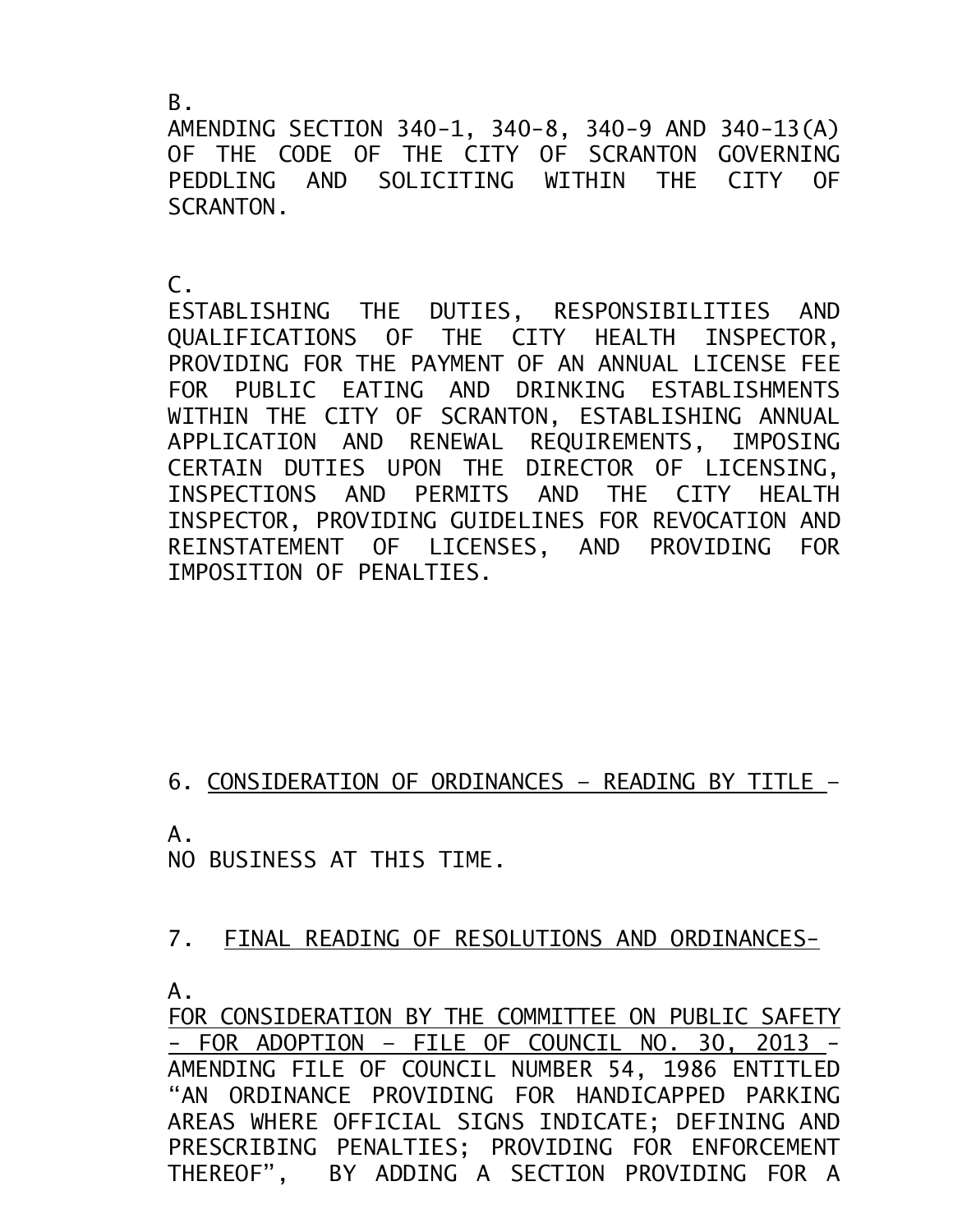B.
AMENDING SECTION 340-1, 340-8, 340-9 AND 340-13(A) OF THE CODE OF THE CITY OF SCRANTON GOVERNING PEDDLING AND SOLICITING WITHIN THE CITY OF SCRANTON.

C.
ESTABLISHING THE DUTIES, RESPONSIBILITIES AND QUALIFICATIONS OF THE CITY HEALTH INSPECTOR, PROVIDING FOR THE PAYMENT OF AN ANNUAL LICENSE FEE FOR PUBLIC EATING AND DRINKING ESTABLISHMENTS WITHIN THE CITY OF SCRANTON, ESTABLISHING ANNUAL APPLICATION AND RENEWAL REQUIREMENTS, IMPOSING CERTAIN DUTIES UPON THE DIRECTOR OF LICENSING, INSPECTIONS AND PERMITS AND THE CITY HEALTH INSPECTOR, PROVIDING GUIDELINES FOR REVOCATION AND REINSTATEMENT OF LICENSES, AND PROVIDING FOR IMPOSITION OF PENALTIES.

6. <u>CONSIDERATION OF ORDINANCES – READING BY TITLE</u> –

A.
NO BUSINESS AT THIS TIME.

7. <u>FINAL READING OF RESOLUTIONS AND ORDINANCES-</u>

A.
<u>FOR CONSIDERATION BY THE COMMITTEE ON PUBLIC SAFETY - FOR ADOPTION – FILE OF COUNCIL NO. 30, 2013</u> - AMENDING FILE OF COUNCIL NUMBER 54, 1986 ENTITLED "AN ORDINANCE PROVIDING FOR HANDICAPPED PARKING AREAS WHERE OFFICIAL SIGNS INDICATE; DEFINING AND PRESCRIBING PENALTIES; PROVIDING FOR ENFORCEMENT THEREOF", BY ADDING A SECTION PROVIDING FOR A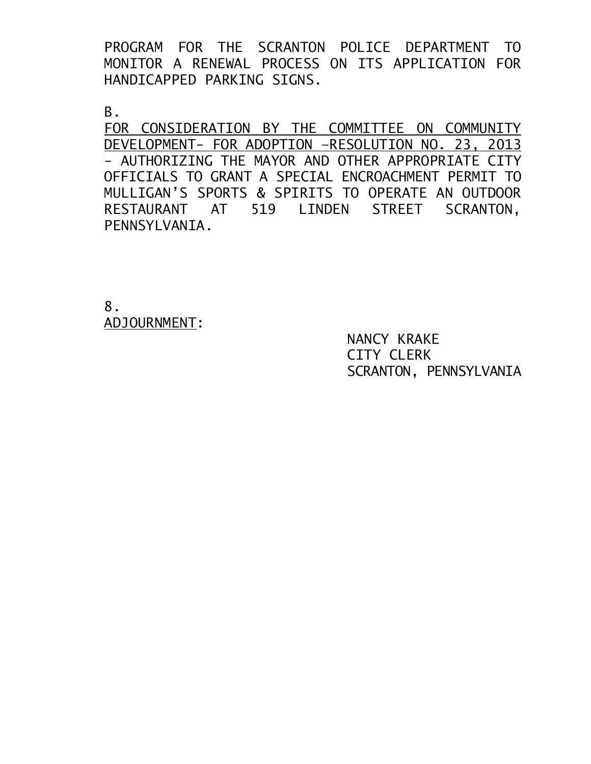PROGRAM FOR THE SCRANTON POLICE DEPARTMENT TO MONITOR A RENEWAL PROCESS ON ITS APPLICATION FOR HANDICAPPED PARKING SIGNS.

B.
<u>FOR CONSIDERATION BY THE COMMITTEE ON COMMUNITY DEVELOPMENT- FOR ADOPTION –RESOLUTION NO. 23, 2013</u> - AUTHORIZING THE MAYOR AND OTHER APPROPRIATE CITY OFFICIALS TO GRANT A SPECIAL ENCROACHMENT PERMIT TO MULLIGAN'S SPORTS & SPIRITS TO OPERATE AN OUTDOOR RESTAURANT AT 519 LINDEN STREET SCRANTON, PENNSYLVANIA.

8.
<u>ADJOURNMENT</u>:

NANCY KRAKE
CITY CLERK
SCRANTON, PENNSYLVANIA